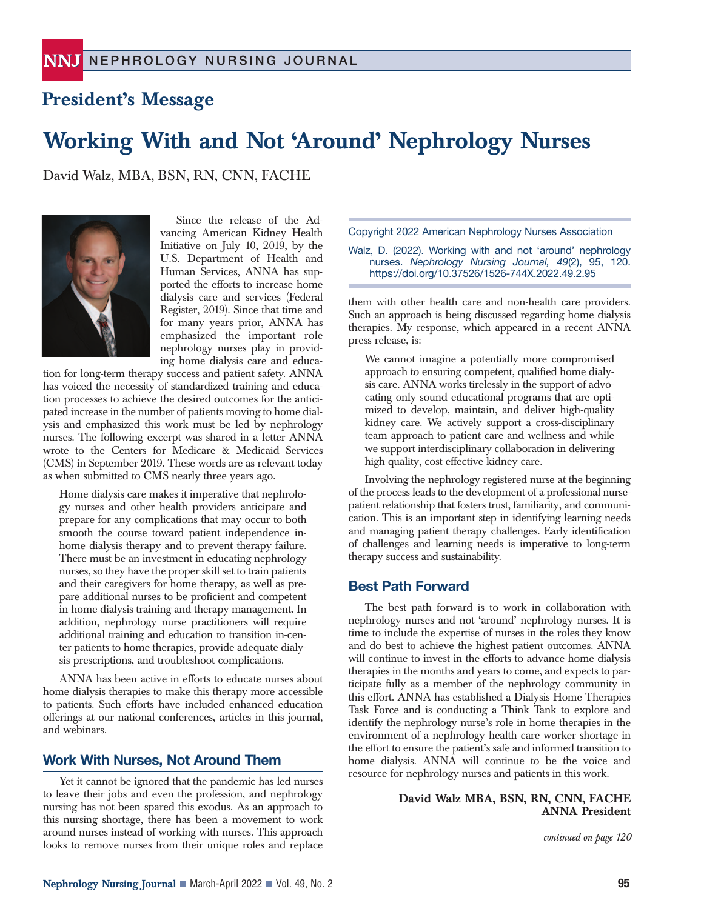## President's Message

# Working With and Not 'Around' Nephrology Nurses

David Walz, MBA, BSN, RN, CNN, FACHE

Copyright 2022 American Nephrology Nurses Association

Walz, D. (2022). Working with and not 'around' nephrology nurses. *Nephrology Nursing Journal, 49*(2), 95, 120. https://doi.org/10.37526/1526-744X.2022.49.2.95

Since the release of the Advancing American Kidney Health Initiative on July 10, 2019, by the U.S. Department of Health and Human Services, ANNA has supported the efforts to increase home dialysis care and services (Federal Register, 2019). Since that time and for many years prior, ANNA has emphasized the important role nephrology nurses play in providing home dialysis care and education for long-term therapy success and patient safety. ANNA has voiced the necessity of standardized training and education processes to achieve the desired outcomes for the anticipated increase in the number of patients moving to home dialysis and emphasized this work must be led by nephrology nurses. The following excerpt was shared in a letter ANNA wrote to the Centers for Medicare & Medicaid Services (CMS) in September 2019. These words are as relevant today as when submitted to CMS nearly three years ago.

> Home dialysis care makes it imperative that nephrology nurses and other health providers anticipate and prepare for any complications that may occur to both smooth the course toward patient independence in-home dialysis therapy and to prevent therapy failure. There must be an investment in educating nephrology nurses, so they have the proper skill set to train patients and their caregivers for home therapy, as well as prepare additional nurses to be proficient and competent in-home dialysis training and therapy management. In addition, nephrology nurse practitioners will require additional training and education to transition in-center patients to home therapies, provide adequate dialysis prescriptions, and troubleshoot complications.

ANNA has been active in efforts to educate nurses about home dialysis therapies to make this therapy more accessible to patients. Such efforts have included enhanced education offerings at our national conferences, articles in this journal, and webinars.

## Work With Nurses, Not Around Them

Yet it cannot be ignored that the pandemic has led nurses to leave their jobs and even the profession, and nephrology nursing has not been spared this exodus. As an approach to this nursing shortage, there has been a movement to work around nurses instead of working with nurses. This approach looks to remove nurses from their unique roles and replace them with other health care and non-health care providers. Such an approach is being discussed regarding home dialysis therapies. My response, which appeared in a recent ANNA press release, is:

> We cannot imagine a potentially more compromised approach to ensuring competent, qualified home dialysis care. ANNA works tirelessly in the support of advocating only sound educational programs that are optimized to develop, maintain, and deliver high-quality kidney care. We actively support a cross-disciplinary team approach to patient care and wellness and while we support interdisciplinary collaboration in delivering high-quality, cost-effective kidney care.

Involving the nephrology registered nurse at the beginning of the process leads to the development of a professional nurse-patient relationship that fosters trust, familiarity, and communication. This is an important step in identifying learning needs and managing patient therapy challenges. Early identification of challenges and learning needs is imperative to long-term therapy success and sustainability.

## Best Path Forward

The best path forward is to work in collaboration with nephrology nurses and not 'around' nephrology nurses. It is time to include the expertise of nurses in the roles they know and do best to achieve the highest patient outcomes. ANNA will continue to invest in the efforts to advance home dialysis therapies in the months and years to come, and expects to participate fully as a member of the nephrology community in this effort. ANNA has established a Dialysis Home Therapies Task Force and is conducting a Think Tank to explore and identify the nephrology nurse's role in home therapies in the environment of a nephrology health care worker shortage in the effort to ensure the patient's safe and informed transition to home dialysis. ANNA will continue to be the voice and resource for nephrology nurses and patients in this work.

**David Walz MBA, BSN, RN, CNN, FACHE**
**ANNA President**

*continued on page 120*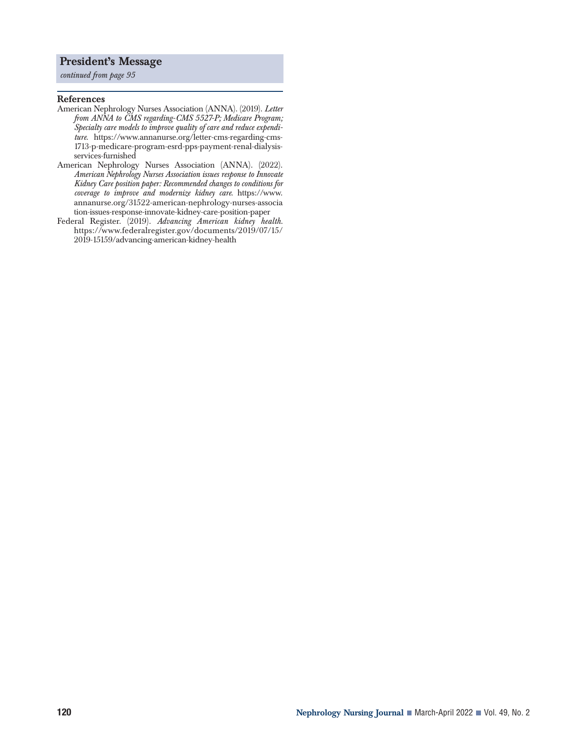## President's Message

*continued from page 95*

### References

American Nephrology Nurses Association (ANNA). (2019). *Letter from ANNA to CMS regarding-CMS 5527-P; Medicare Program; Specialty care models to improve quality of care and reduce expenditure.* https://www.annanurse.org/letter-cms-regarding-cms-1713-p-medicare-program-esrd-pps-payment-renal-dialysis-services-furnished

American Nephrology Nurses Association (ANNA). (2022). *American Nephrology Nurses Association issues response to Innovate Kidney Care position paper: Recommended changes to conditions for coverage to improve and modernize kidney care.* https://www.annanurse.org/31522-american-nephrology-nurses-association-issues-response-innovate-kidney-care-position-paper

Federal Register. (2019). *Advancing American kidney health.* https://www.federalregister.gov/documents/2019/07/15/2019-15159/advancing-american-kidney-health